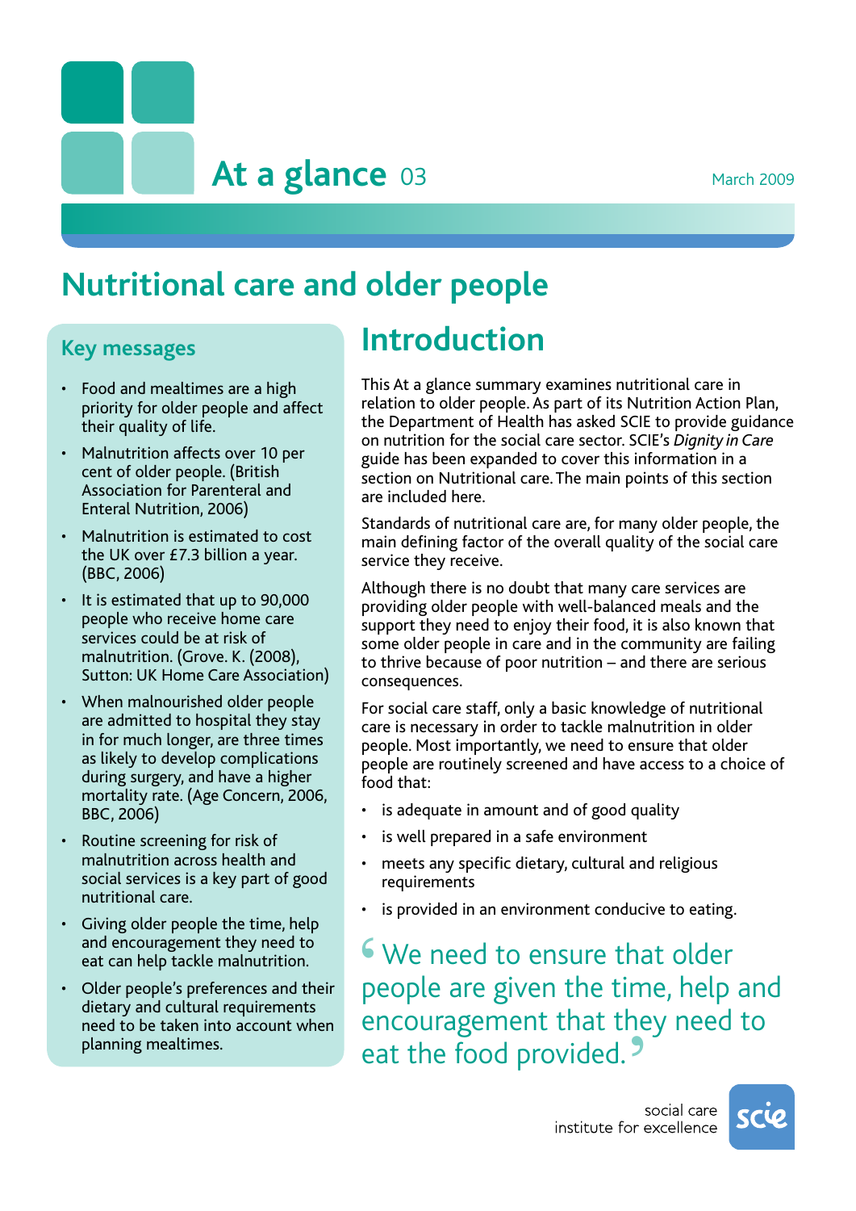# At a glance 03

March 2009

## Nutritional care and older people

### Key messages

- Food and mealtimes are a high priority for older people and affect their quality of life.
- Malnutrition affects over 10 per cent of older people. (British Association for Parenteral and Enteral Nutrition, 2006)
- Malnutrition is estimated to cost the UK over £7.3 billion a year. (BBC, 2006)
- It is estimated that up to 90,000 people who receive home care services could be at risk of malnutrition. (Grove. K. (2008), Sutton: UK Home Care Association)
- When malnourished older people are admitted to hospital they stay in for much longer, are three times as likely to develop complications during surgery, and have a higher mortality rate. (Age Concern, 2006, BBC, 2006)
- Routine screening for risk of malnutrition across health and social services is a key part of good nutritional care.
- Giving older people the time, help and encouragement they need to eat can help tackle malnutrition.
- Older people's preferences and their dietary and cultural requirements need to be taken into account when planning mealtimes.

## Introduction

This At a glance summary examines nutritional care in relation to older people. As part of its Nutrition Action Plan, the Department of Health has asked SCIE to provide guidance on nutrition for the social care sector. SCIE's *Dignity in Care* guide has been expanded to cover this information in a section on Nutritional care. The main points of this section are included here.

Standards of nutritional care are, for many older people, the main defining factor of the overall quality of the social care service they receive.

Although there is no doubt that many care services are providing older people with well-balanced meals and the support they need to enjoy their food, it is also known that some older people in care and in the community are failing to thrive because of poor nutrition – and there are serious consequences.

For social care staff, only a basic knowledge of nutritional care is necessary in order to tackle malnutrition in older people. Most importantly, we need to ensure that older people are routinely screened and have access to a choice of food that:

- is adequate in amount and of good quality
- is well prepared in a safe environment
- meets any specific dietary, cultural and religious requirements
- is provided in an environment conducive to eating.

> 'We need to ensure that older people are given the time, help and encouragement that they need to eat the food provided.'

social care institute for excellence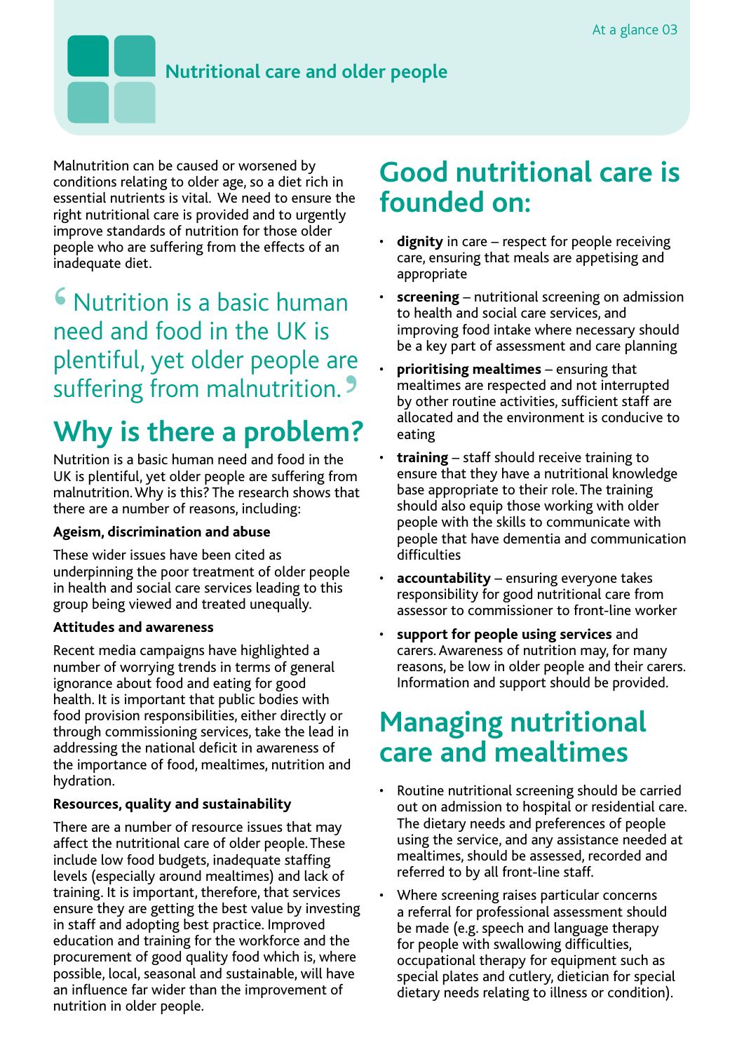# Nutritional care and older people

Malnutrition can be caused or worsened by conditions relating to older age, so a diet rich in essential nutrients is vital. We need to ensure the right nutritional care is provided and to urgently improve standards of nutrition for those older people who are suffering from the effects of an inadequate diet.

> ‘Nutrition is a basic human need and food in the UK is plentiful, yet older people are suffering from malnutrition.’

## Why is there a problem?

Nutrition is a basic human need and food in the UK is plentiful, yet older people are suffering from malnutrition. Why is this? The research shows that there are a number of reasons, including:

**Ageism, discrimination and abuse**

These wider issues have been cited as underpinning the poor treatment of older people in health and social care services leading to this group being viewed and treated unequally.

**Attitudes and awareness**

Recent media campaigns have highlighted a number of worrying trends in terms of general ignorance about food and eating for good health. It is important that public bodies with food provision responsibilities, either directly or through commissioning services, take the lead in addressing the national deficit in awareness of the importance of food, mealtimes, nutrition and hydration.

**Resources, quality and sustainability**

There are a number of resource issues that may affect the nutritional care of older people. These include low food budgets, inadequate staffing levels (especially around mealtimes) and lack of training. It is important, therefore, that services ensure they are getting the best value by investing in staff and adopting best practice. Improved education and training for the workforce and the procurement of good quality food which is, where possible, local, seasonal and sustainable, will have an influence far wider than the improvement of nutrition in older people.

## Good nutritional care is founded on:

- **dignity** in care – respect for people receiving care, ensuring that meals are appetising and appropriate
- **screening** – nutritional screening on admission to health and social care services, and improving food intake where necessary should be a key part of assessment and care planning
- **prioritising mealtimes** – ensuring that mealtimes are respected and not interrupted by other routine activities, sufficient staff are allocated and the environment is conducive to eating
- **training** – staff should receive training to ensure that they have a nutritional knowledge base appropriate to their role. The training should also equip those working with older people with the skills to communicate with people that have dementia and communication difficulties
- **accountability** – ensuring everyone takes responsibility for good nutritional care from assessor to commissioner to front-line worker
- **support for people using services** and carers. Awareness of nutrition may, for many reasons, be low in older people and their carers. Information and support should be provided.

## Managing nutritional care and mealtimes

- Routine nutritional screening should be carried out on admission to hospital or residential care. The dietary needs and preferences of people using the service, and any assistance needed at mealtimes, should be assessed, recorded and referred to by all front-line staff.
- Where screening raises particular concerns a referral for professional assessment should be made (e.g. speech and language therapy for people with swallowing difficulties, occupational therapy for equipment such as special plates and cutlery, dietician for special dietary needs relating to illness or condition).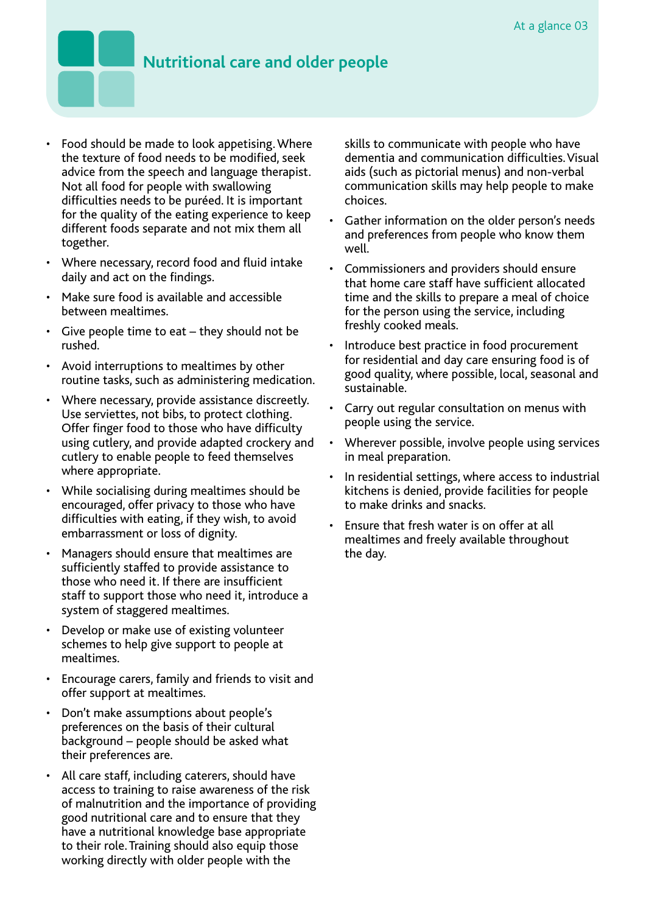## Nutritional care and older people

- Food should be made to look appetising. Where the texture of food needs to be modified, seek advice from the speech and language therapist. Not all food for people with swallowing difficulties needs to be puréed. It is important for the quality of the eating experience to keep different foods separate and not mix them all together.
- Where necessary, record food and fluid intake daily and act on the findings.
- Make sure food is available and accessible between mealtimes.
- Give people time to eat – they should not be rushed.
- Avoid interruptions to mealtimes by other routine tasks, such as administering medication.
- Where necessary, provide assistance discreetly. Use serviettes, not bibs, to protect clothing. Offer finger food to those who have difficulty using cutlery, and provide adapted crockery and cutlery to enable people to feed themselves where appropriate.
- While socialising during mealtimes should be encouraged, offer privacy to those who have difficulties with eating, if they wish, to avoid embarrassment or loss of dignity.
- Managers should ensure that mealtimes are sufficiently staffed to provide assistance to those who need it. If there are insufficient staff to support those who need it, introduce a system of staggered mealtimes.
- Develop or make use of existing volunteer schemes to help give support to people at mealtimes.
- Encourage carers, family and friends to visit and offer support at mealtimes.
- Don't make assumptions about people's preferences on the basis of their cultural background – people should be asked what their preferences are.
- All care staff, including caterers, should have access to training to raise awareness of the risk of malnutrition and the importance of providing good nutritional care and to ensure that they have a nutritional knowledge base appropriate to their role. Training should also equip those working directly with older people with the skills to communicate with people who have dementia and communication difficulties. Visual aids (such as pictorial menus) and non-verbal communication skills may help people to make choices.
- Gather information on the older person's needs and preferences from people who know them well.
- Commissioners and providers should ensure that home care staff have sufficient allocated time and the skills to prepare a meal of choice for the person using the service, including freshly cooked meals.
- Introduce best practice in food procurement for residential and day care ensuring food is of good quality, where possible, local, seasonal and sustainable.
- Carry out regular consultation on menus with people using the service.
- Wherever possible, involve people using services in meal preparation.
- In residential settings, where access to industrial kitchens is denied, provide facilities for people to make drinks and snacks.
- Ensure that fresh water is on offer at all mealtimes and freely available throughout the day.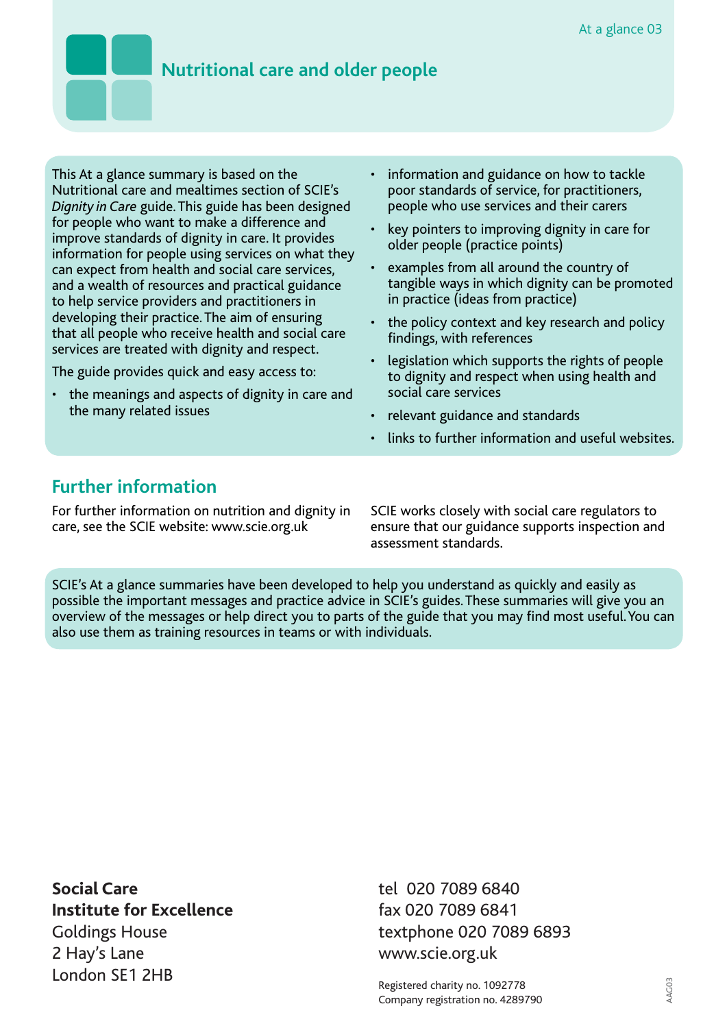# Nutritional care and older people

This At a glance summary is based on the Nutritional care and mealtimes section of SCIE's *Dignity in Care* guide. This guide has been designed for people who want to make a difference and improve standards of dignity in care. It provides information for people using services on what they can expect from health and social care services, and a wealth of resources and practical guidance to help service providers and practitioners in developing their practice. The aim of ensuring that all people who receive health and social care services are treated with dignity and respect.

The guide provides quick and easy access to:

- the meanings and aspects of dignity in care and the many related issues
- information and guidance on how to tackle poor standards of service, for practitioners, people who use services and their carers
- key pointers to improving dignity in care for older people (practice points)
- examples from all around the country of tangible ways in which dignity can be promoted in practice (ideas from practice)
- the policy context and key research and policy findings, with references
- legislation which supports the rights of people to dignity and respect when using health and social care services
- relevant guidance and standards
- links to further information and useful websites.

## Further information

For further information on nutrition and dignity in care, see the SCIE website: www.scie.org.uk

SCIE works closely with social care regulators to ensure that our guidance supports inspection and assessment standards.

SCIE's At a glance summaries have been developed to help you understand as quickly and easily as possible the important messages and practice advice in SCIE's guides. These summaries will give you an overview of the messages or help direct you to parts of the guide that you may find most useful. You can also use them as training resources in teams or with individuals.

**Social Care Institute for Excellence**
Goldings House
2 Hay's Lane
London SE1 2HB

tel 020 7089 6840
fax 020 7089 6841
textphone 020 7089 6893
www.scie.org.uk

Registered charity no. 1092778
Company registration no. 4289790

AAG03